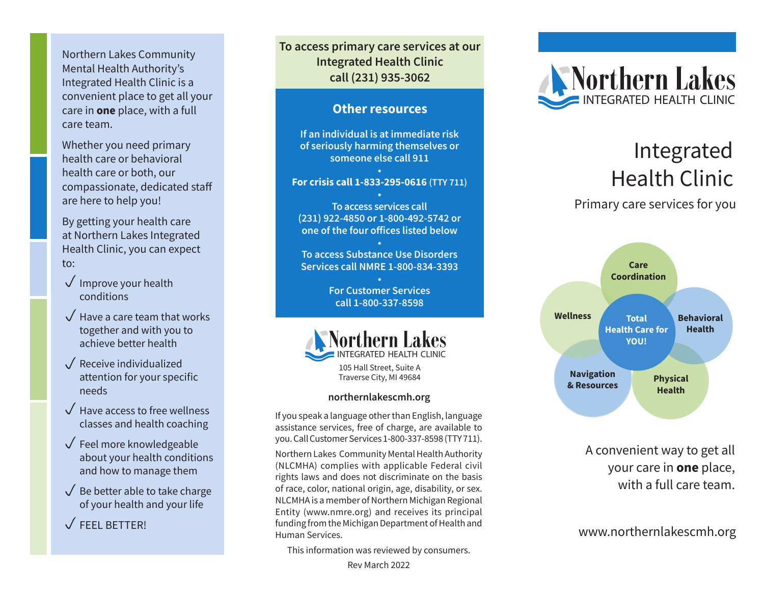Northern Lakes Community Mental Health Authority's Integrated Health Clinic is a convenient place to get all your care in **one** place, with a full care team.

Whether you need primary health care or behavioral health care or both, our compassionate, dedicated staff are here to help you!

By getting your health care at Northern Lakes Integrated Health Clinic, you can expect to:

- ✓ Improve your health conditions
- ✓ Have a care team that works together and with you to achieve better health
- ✓ Receive individualized attention for your specific needs
- ✓ Have access to free wellness classes and health coaching
- ✓ Feel more knowledgeable about your health conditions and how to manage them
- ✓ Be better able to take charge of your health and your life
- ✓ FEEL BETTER!

**To access primary care services at our Integrated Health Clinic call (231) 935-3062**

## Other resources

**If an individual is at immediate risk of seriously harming themselves or someone else call 911**

•

**For crisis call 1-833-295-0616** (TTY 711)

•

**To access services call (231) 922-4850 or 1-800-492-5742 or one of the four offices listed below**

•

**To access Substance Use Disorders Services call NMRE 1-800-834-3393**

•

**For Customer Services call 1-800-337-8598**

Northern Lakes
INTEGRATED HEALTH CLINIC

105 Hall Street, Suite A
Traverse City, MI 49684

**northernlakescmh.org**

If you speak a language other than English, language assistance services, free of charge, are available to you. Call Customer Services 1-800-337-8598 (TTY 711).

Northern Lakes Community Mental Health Authority (NLCMHA) complies with applicable Federal civil rights laws and does not discriminate on the basis of race, color, national origin, age, disability, or sex. NLCMHA is a member of Northern Michigan Regional Entity (www.nmre.org) and receives its principal funding from the Michigan Department of Health and Human Services.

This information was reviewed by consumers.

Rev March 2022

Northern Lakes
INTEGRATED HEALTH CLINIC

# Integrated Health Clinic

Primary care services for you

**Care Coordination** · **Behavioral Health** · **Physical Health** · **Navigation & Resources** · **Wellness** · **Total Health Care for YOU!**

A convenient way to get all your care in **one** place, with a full care team.

www.northernlakescmh.org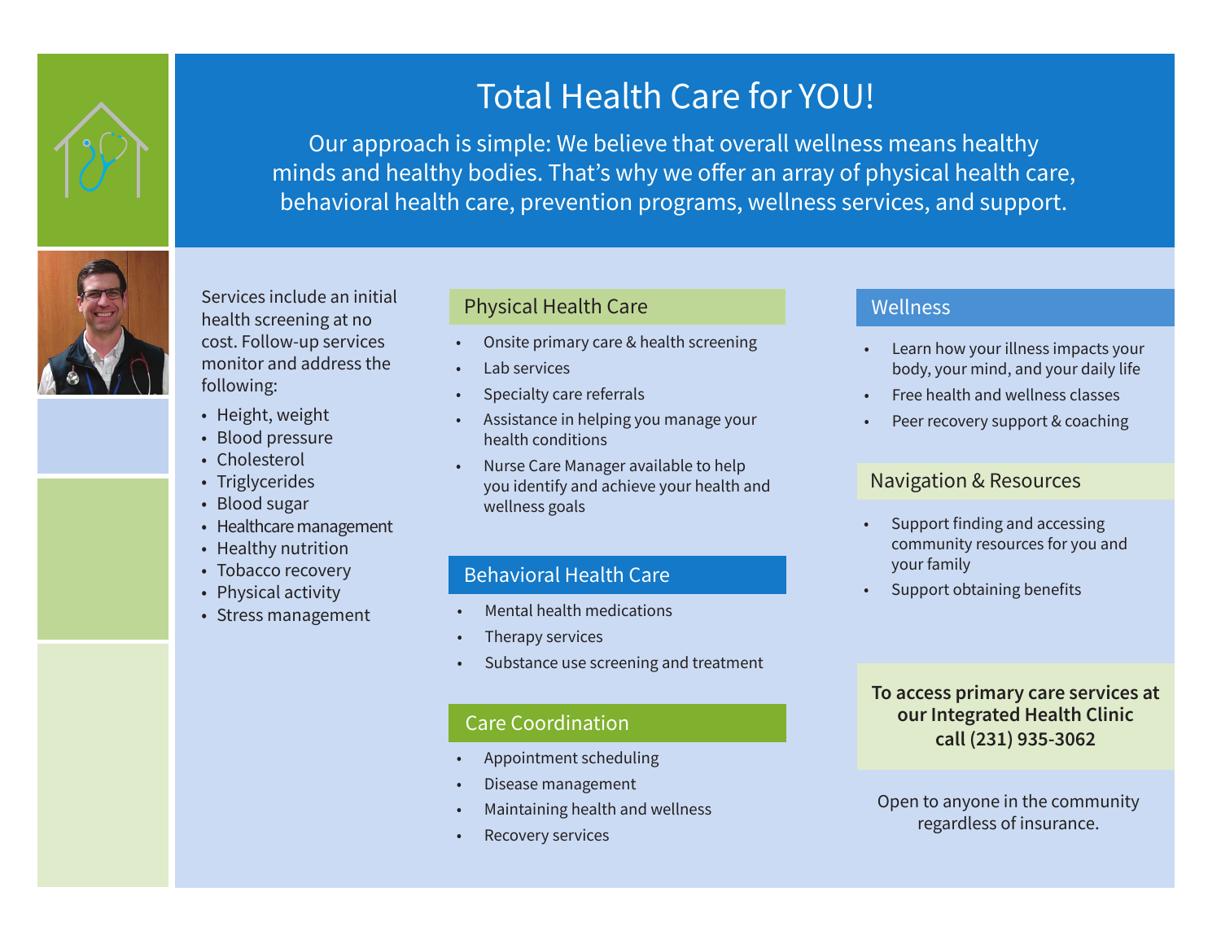# Total Health Care for YOU!

Our approach is simple: We believe that overall wellness means healthy minds and healthy bodies. That's why we offer an array of physical health care, behavioral health care, prevention programs, wellness services, and support.

Services include an initial health screening at no cost. Follow-up services monitor and address the following:

- Height, weight
- Blood pressure
- Cholesterol
- Triglycerides
- Blood sugar
- Healthcare management
- Healthy nutrition
- Tobacco recovery
- Physical activity
- Stress management

## Physical Health Care

- Onsite primary care & health screening
- Lab services
- Specialty care referrals
- Assistance in helping you manage your health conditions
- Nurse Care Manager available to help you identify and achieve your health and wellness goals

## Behavioral Health Care

- Mental health medications
- Therapy services
- Substance use screening and treatment

## Care Coordination

- Appointment scheduling
- Disease management
- Maintaining health and wellness
- Recovery services

## Wellness

- Learn how your illness impacts your body, your mind, and your daily life
- Free health and wellness classes
- Peer recovery support & coaching

## Navigation & Resources

- Support finding and accessing community resources for you and your family
- Support obtaining benefits

**To access primary care services at our Integrated Health Clinic call (231) 935-3062**

Open to anyone in the community regardless of insurance.